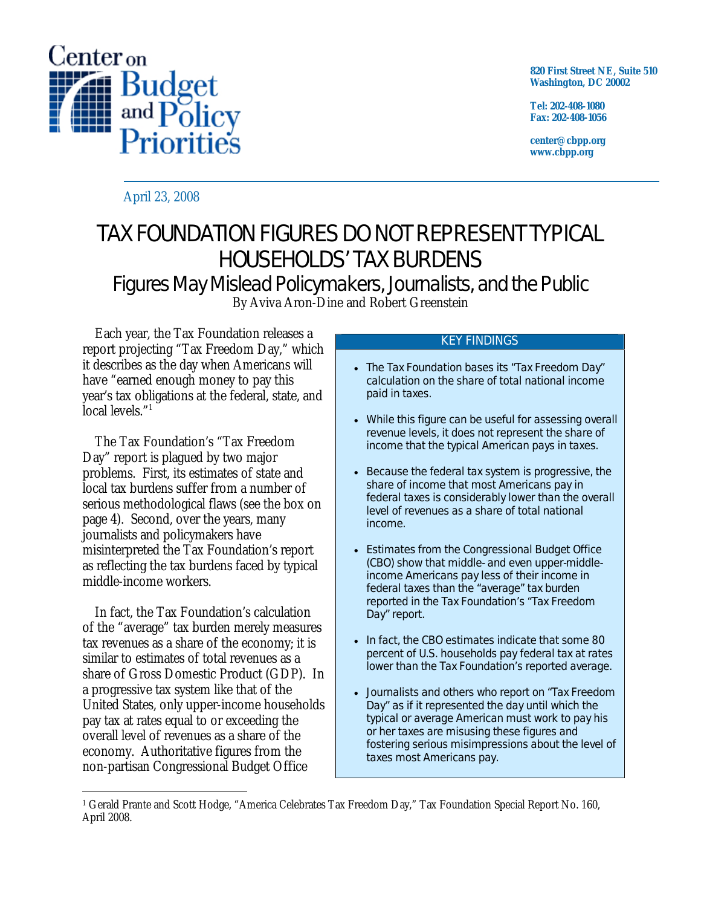Center on Budget and Policy Priorities

820 First Street NE, Suite 510
Washington, DC 20002

Tel: 202-408-1080
Fax: 202-408-1056

center@cbpp.org
www.cbpp.org

April 23, 2008

# TAX FOUNDATION FIGURES DO NOT REPRESENT TYPICAL HOUSEHOLDS' TAX BURDENS

## Figures May Mislead Policymakers, Journalists, and the Public

By Aviva Aron-Dine and Robert Greenstein

Each year, the Tax Foundation releases a report projecting "Tax Freedom Day," which it describes as the day when Americans will have "earned enough money to pay this year's tax obligations at the federal, state, and local levels."[1]

The Tax Foundation's "Tax Freedom Day" report is plagued by two major problems. First, its estimates of state and local tax burdens suffer from a number of serious methodological flaws (see the box on page 4). Second, over the years, many journalists and policymakers have misinterpreted the Tax Foundation's report as reflecting the tax burdens faced by typical middle-income workers.

In fact, the Tax Foundation's calculation of the "average" tax burden merely measures tax revenues as a share of the economy; it is similar to estimates of total revenues as a share of Gross Domestic Product (GDP). In a progressive tax system like that of the United States, only upper-income households pay tax at rates equal to or exceeding the overall level of revenues as a share of the economy. Authoritative figures from the non-partisan Congressional Budget Office

### KEY FINDINGS

- The Tax Foundation bases its "Tax Freedom Day" calculation on the share of total national income paid in taxes.
- While this figure can be useful for assessing overall revenue levels, it does not represent the share of income that the typical American pays in taxes.
- Because the federal tax system is progressive, the share of income that most Americans pay in federal taxes is considerably lower than the overall level of revenues as a share of total national income.
- Estimates from the Congressional Budget Office (CBO) show that middle- and even upper-middle-income Americans pay less of their income in federal taxes than the "average" tax burden reported in the Tax Foundation's "Tax Freedom Day" report.
- In fact, the CBO estimates indicate that some 80 percent of U.S. households pay federal tax at rates lower than the Tax Foundation's reported average.
- Journalists and others who report on "Tax Freedom Day" as if it represented the day until which the typical or average American must work to pay his or her taxes are misusing these figures and fostering serious misimpressions about the level of taxes most Americans pay.

---

[1] Gerald Prante and Scott Hodge, "America Celebrates Tax Freedom Day," Tax Foundation Special Report No. 160, April 2008.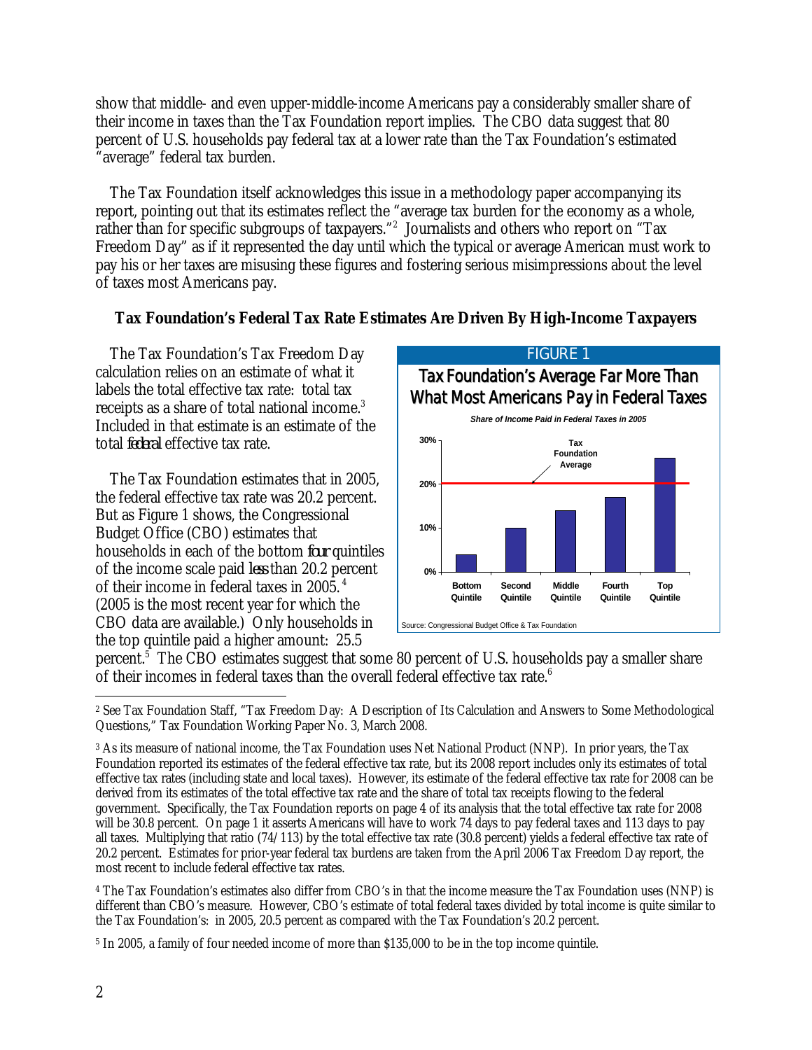show that middle- and even upper-middle-income Americans pay a considerably smaller share of their income in taxes than the Tax Foundation report implies. The CBO data suggest that 80 percent of U.S. households pay federal tax at a lower rate than the Tax Foundation's estimated "average" federal tax burden.

The Tax Foundation itself acknowledges this issue in a methodology paper accompanying its report, pointing out that its estimates reflect the "average tax burden for the economy as a whole, rather than for specific subgroups of taxpayers."[2] Journalists and others who report on "Tax Freedom Day" as if it represented the day until which the typical or average American must work to pay his or her taxes are misusing these figures and fostering serious misimpressions about the level of taxes most Americans pay.

### Tax Foundation's Federal Tax Rate Estimates Are Driven By High-Income Taxpayers

The Tax Foundation's Tax Freedom Day calculation relies on an estimate of what it labels the total effective tax rate: total tax receipts as a share of total national income.[3] Included in that estimate is an estimate of the total *federal* effective tax rate.

The Tax Foundation estimates that in 2005, the federal effective tax rate was 20.2 percent. But as Figure 1 shows, the Congressional Budget Office (CBO) estimates that households in each of the bottom *four* quintiles of the income scale paid *less* than 20.2 percent of their income in federal taxes in 2005.[4] (2005 is the most recent year for which the CBO data are available.) Only households in the top quintile paid a higher amount: 25.5 percent.[5] The CBO estimates suggest that some 80 percent of U.S. households pay a smaller share of their incomes in federal taxes than the overall federal effective tax rate.[6]

FIGURE 1

**Tax Foundation's Average Far More Than What Most Americans Pay in Federal Taxes**

*Share of Income Paid in Federal Taxes in 2005*

Source: Congressional Budget Office & Tax Foundation

---

[2] See Tax Foundation Staff, "Tax Freedom Day: A Description of Its Calculation and Answers to Some Methodological Questions," Tax Foundation Working Paper No. 3, March 2008.

[3] As its measure of national income, the Tax Foundation uses Net National Product (NNP). In prior years, the Tax Foundation reported its estimates of the federal effective tax rate, but its 2008 report includes only its estimates of total effective tax rates (including state and local taxes). However, its estimate of the federal effective tax rate for 2008 can be derived from its estimates of the total effective tax rate and the share of total tax receipts flowing to the federal government. Specifically, the Tax Foundation reports on page 4 of its analysis that the total effective tax rate for 2008 will be 30.8 percent. On page 1 it asserts Americans will have to work 74 days to pay federal taxes and 113 days to pay all taxes. Multiplying that ratio (74/113) by the total effective tax rate (30.8 percent) yields a federal effective tax rate of 20.2 percent. Estimates for prior-year federal tax burdens are taken from the April 2006 Tax Freedom Day report, the most recent to include federal effective tax rates.

[4] The Tax Foundation's estimates also differ from CBO's in that the income measure the Tax Foundation uses (NNP) is different than CBO's measure. However, CBO's estimate of total federal taxes divided by total income is quite similar to the Tax Foundation's: in 2005, 20.5 percent as compared with the Tax Foundation's 20.2 percent.

[5] In 2005, a family of four needed income of more than $135,000 to be in the top income quintile.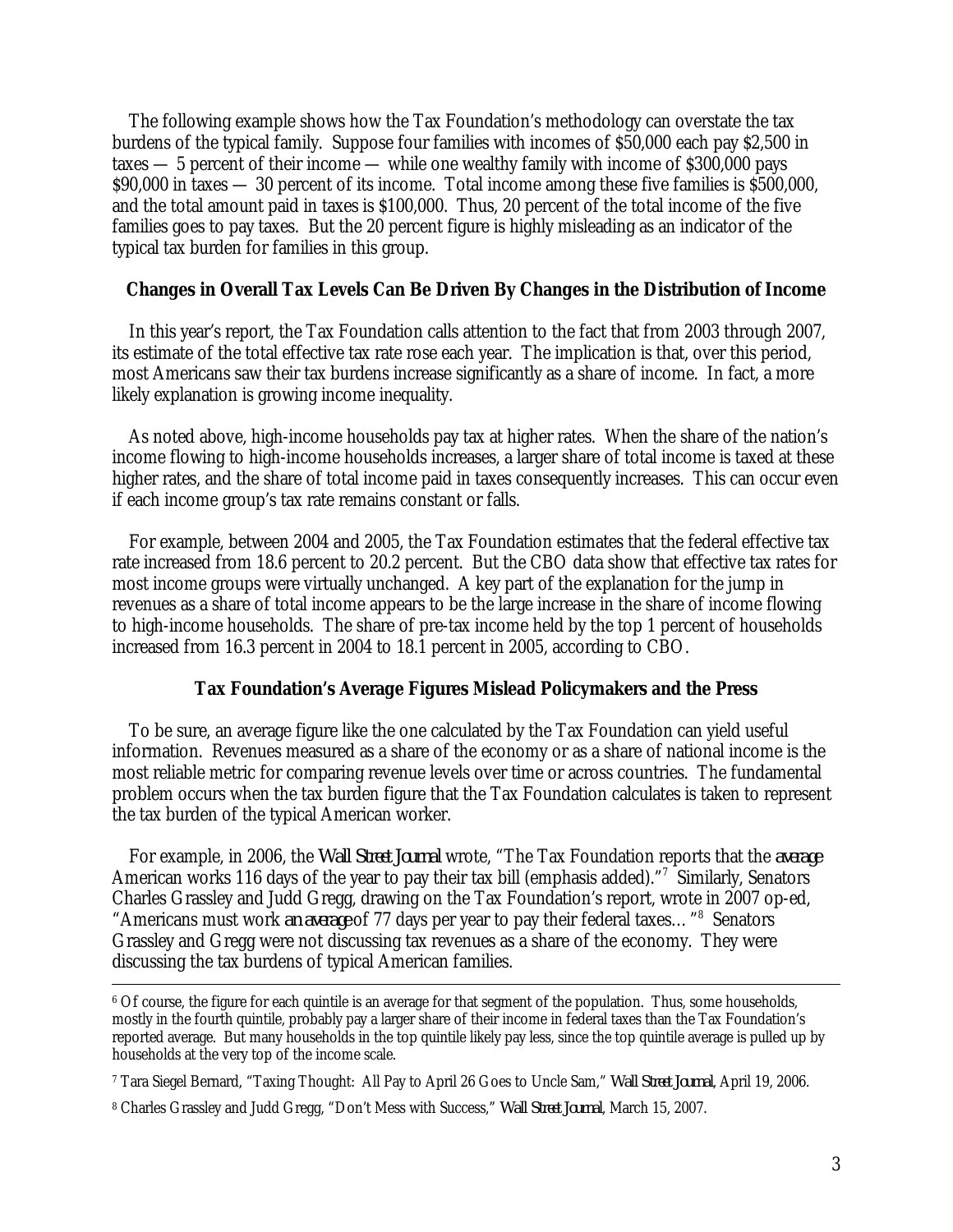The following example shows how the Tax Foundation's methodology can overstate the tax burdens of the typical family. Suppose four families with incomes of $50,000 each pay $2,500 in taxes — 5 percent of their income — while one wealthy family with income of $300,000 pays $90,000 in taxes — 30 percent of its income. Total income among these five families is $500,000, and the total amount paid in taxes is $100,000. Thus, 20 percent of the total income of the five families goes to pay taxes. But the 20 percent figure is highly misleading as an indicator of the typical tax burden for families in this group.

**Changes in Overall Tax Levels Can Be Driven By Changes in the Distribution of Income**

In this year's report, the Tax Foundation calls attention to the fact that from 2003 through 2007, its estimate of the total effective tax rate rose each year. The implication is that, over this period, most Americans saw their tax burdens increase significantly as a share of income. In fact, a more likely explanation is growing income inequality.

As noted above, high-income households pay tax at higher rates. When the share of the nation's income flowing to high-income households increases, a larger share of total income is taxed at these higher rates, and the share of total income paid in taxes consequently increases. This can occur even if each income group's tax rate remains constant or falls.

For example, between 2004 and 2005, the Tax Foundation estimates that the federal effective tax rate increased from 18.6 percent to 20.2 percent. But the CBO data show that effective tax rates for most income groups were virtually unchanged. A key part of the explanation for the jump in revenues as a share of total income appears to be the large increase in the share of income flowing to high-income households. The share of pre-tax income held by the top 1 percent of households increased from 16.3 percent in 2004 to 18.1 percent in 2005, according to CBO.

**Tax Foundation's Average Figures Mislead Policymakers and the Press**

To be sure, an average figure like the one calculated by the Tax Foundation can yield useful information. Revenues measured as a share of the economy or as a share of national income is the most reliable metric for comparing revenue levels over time or across countries. The fundamental problem occurs when the tax burden figure that the Tax Foundation calculates is taken to represent the tax burden of the typical American worker.

For example, in 2006, the *Wall Street Journal* wrote, "The Tax Foundation reports that the ***average*** American works 116 days of the year to pay their tax bill (emphasis added)."[7] Similarly, Senators Charles Grassley and Judd Gregg, drawing on the Tax Foundation's report, wrote in 2007 op-ed, "Americans must work ***an average*** of 77 days per year to pay their federal taxes…"[8] Senators Grassley and Gregg were not discussing tax revenues as a share of the economy. They were discussing the tax burdens of typical American families.

---

[6] Of course, the figure for each quintile is an average for that segment of the population. Thus, some households, mostly in the fourth quintile, probably pay a larger share of their income in federal taxes than the Tax Foundation's reported average. But many households in the top quintile likely pay less, since the top quintile average is pulled up by households at the very top of the income scale.

[7] Tara Siegel Bernard, "Taxing Thought: All Pay to April 26 Goes to Uncle Sam," *Wall Street Journal*, April 19, 2006.

[8] Charles Grassley and Judd Gregg, "Don't Mess with Success," *Wall Street Journal*, March 15, 2007.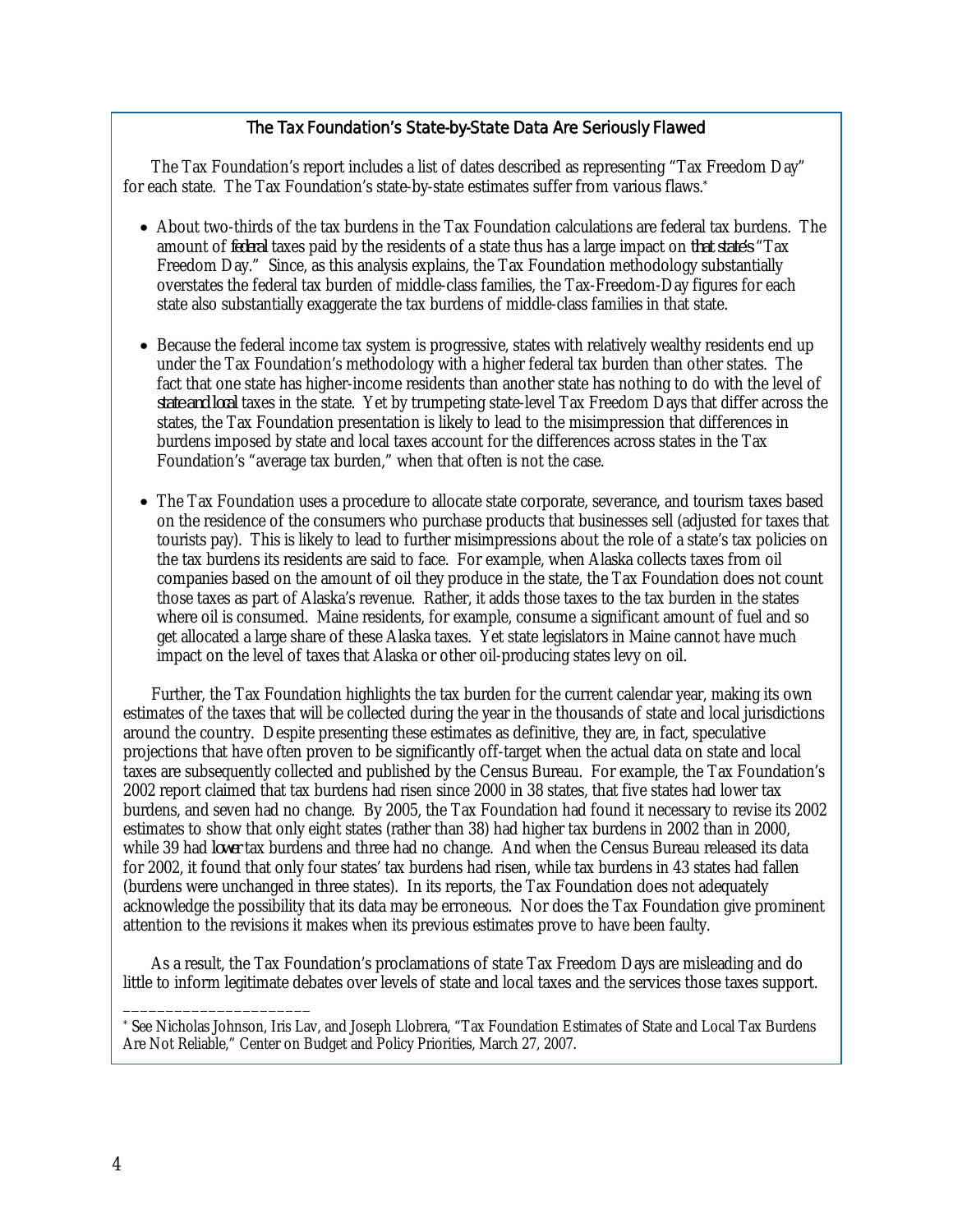## The Tax Foundation's State-by-State Data Are Seriously Flawed

The Tax Foundation's report includes a list of dates described as representing "Tax Freedom Day" for each state. The Tax Foundation's state-by-state estimates suffer from various flaws.*

- About two-thirds of the tax burdens in the Tax Foundation calculations are federal tax burdens. The amount of *federal* taxes paid by the residents of a state thus has a large impact on *that state's* "Tax Freedom Day." Since, as this analysis explains, the Tax Foundation methodology substantially overstates the federal tax burden of middle-class families, the Tax-Freedom-Day figures for each state also substantially exaggerate the tax burdens of middle-class families in that state.

- Because the federal income tax system is progressive, states with relatively wealthy residents end up under the Tax Foundation's methodology with a higher federal tax burden than other states. The fact that one state has higher-income residents than another state has nothing to do with the level of *state and local* taxes in the state. Yet by trumpeting state-level Tax Freedom Days that differ across the states, the Tax Foundation presentation is likely to lead to the misimpression that differences in burdens imposed by state and local taxes account for the differences across states in the Tax Foundation's "average tax burden," when that often is not the case.

- The Tax Foundation uses a procedure to allocate state corporate, severance, and tourism taxes based on the residence of the consumers who purchase products that businesses sell (adjusted for taxes that tourists pay). This is likely to lead to further misimpressions about the role of a state's tax policies on the tax burdens its residents are said to face. For example, when Alaska collects taxes from oil companies based on the amount of oil they produce in the state, the Tax Foundation does not count those taxes as part of Alaska's revenue. Rather, it adds those taxes to the tax burden in the states where oil is consumed. Maine residents, for example, consume a significant amount of fuel and so get allocated a large share of these Alaska taxes. Yet state legislators in Maine cannot have much impact on the level of taxes that Alaska or other oil-producing states levy on oil.

Further, the Tax Foundation highlights the tax burden for the current calendar year, making its own estimates of the taxes that will be collected during the year in the thousands of state and local jurisdictions around the country. Despite presenting these estimates as definitive, they are, in fact, speculative projections that have often proven to be significantly off-target when the actual data on state and local taxes are subsequently collected and published by the Census Bureau. For example, the Tax Foundation's 2002 report claimed that tax burdens had risen since 2000 in 38 states, that five states had lower tax burdens, and seven had no change. By 2005, the Tax Foundation had found it necessary to revise its 2002 estimates to show that only eight states (rather than 38) had higher tax burdens in 2002 than in 2000, while 39 had *lower* tax burdens and three had no change. And when the Census Bureau released its data for 2002, it found that only four states' tax burdens had risen, while tax burdens in 43 states had fallen (burdens were unchanged in three states). In its reports, the Tax Foundation does not adequately acknowledge the possibility that its data may be erroneous. Nor does the Tax Foundation give prominent attention to the revisions it makes when its previous estimates prove to have been faulty.

As a result, the Tax Foundation's proclamations of state Tax Freedom Days are misleading and do little to inform legitimate debates over levels of state and local taxes and the services those taxes support.

---

* See Nicholas Johnson, Iris Lav, and Joseph Llobrera, "Tax Foundation Estimates of State and Local Tax Burdens Are Not Reliable," Center on Budget and Policy Priorities, March 27, 2007.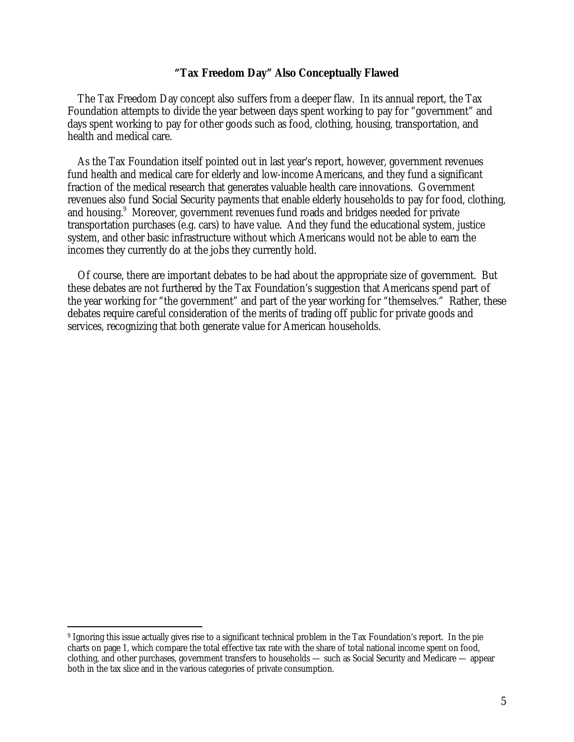### "Tax Freedom Day" Also Conceptually Flawed

The Tax Freedom Day concept also suffers from a deeper flaw. In its annual report, the Tax Foundation attempts to divide the year between days spent working to pay for "government" and days spent working to pay for other goods such as food, clothing, housing, transportation, and health and medical care.

As the Tax Foundation itself pointed out in last year's report, however, government revenues fund health and medical care for elderly and low-income Americans, and they fund a significant fraction of the medical research that generates valuable health care innovations. Government revenues also fund Social Security payments that enable elderly households to pay for food, clothing, and housing.[9] Moreover, government revenues fund roads and bridges needed for private transportation purchases (e.g. cars) to have value. And they fund the educational system, justice system, and other basic infrastructure without which Americans would not be able to earn the incomes they currently do at the jobs they currently hold.

Of course, there are important debates to be had about the appropriate size of government. But these debates are not furthered by the Tax Foundation's suggestion that Americans spend part of the year working for "the government" and part of the year working for "themselves." Rather, these debates require careful consideration of the merits of trading off public for private goods and services, recognizing that both generate value for American households.

---

[9] Ignoring this issue actually gives rise to a significant technical problem in the Tax Foundation's report. In the pie charts on page 1, which compare the total effective tax rate with the share of total national income spent on food, clothing, and other purchases, government transfers to households — such as Social Security and Medicare — appear both in the tax slice and in the various categories of private consumption.